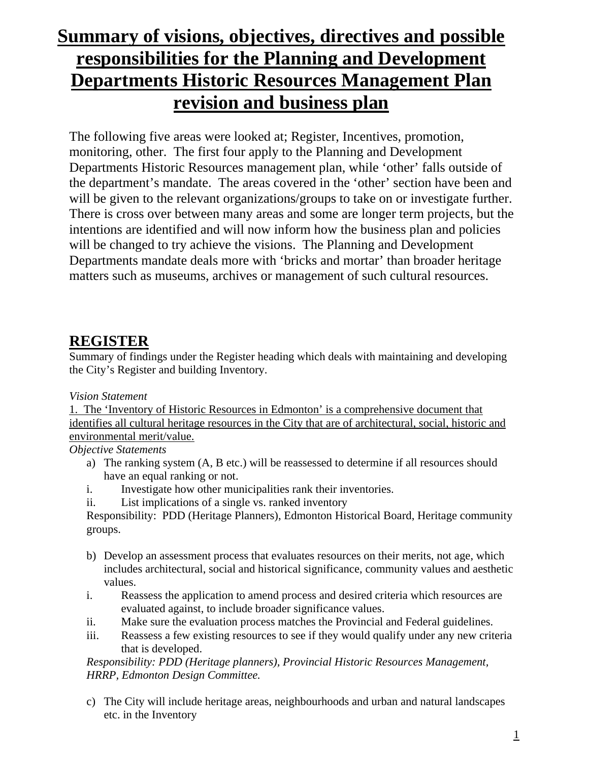# Summary of visions, objectives, directives and possible responsibilities for the Planning and Development Departments Historic Resources Management Plan revision and business plan

The following five areas were looked at; Register, Incentives, promotion, monitoring, other. The first four apply to the Planning and Development Departments Historic Resources management plan, while 'other' falls outside of the department's mandate. The areas covered in the 'other' section have been and will be given to the relevant organizations/groups to take on or investigate further. There is cross over between many areas and some are longer term projects, but the intentions are identified and will now inform how the business plan and policies will be changed to try achieve the visions. The Planning and Development Departments mandate deals more with 'bricks and mortar' than broader heritage matters such as museums, archives or management of such cultural resources.

## REGISTER

Summary of findings under the Register heading which deals with maintaining and developing the City's Register and building Inventory.

*Vision Statement*

1. The 'Inventory of Historic Resources in Edmonton' is a comprehensive document that identifies all cultural heritage resources in the City that are of architectural, social, historic and environmental merit/value.

*Objective Statements*

a) The ranking system (A, B etc.) will be reassessed to determine if all resources should have an equal ranking or not.

i. Investigate how other municipalities rank their inventories.

ii. List implications of a single vs. ranked inventory

Responsibility: PDD (Heritage Planners), Edmonton Historical Board, Heritage community groups.

b) Develop an assessment process that evaluates resources on their merits, not age, which includes architectural, social and historical significance, community values and aesthetic values.

i. Reassess the application to amend process and desired criteria which resources are evaluated against, to include broader significance values.

ii. Make sure the evaluation process matches the Provincial and Federal guidelines.

iii. Reassess a few existing resources to see if they would qualify under any new criteria that is developed.

*Responsibility: PDD (Heritage planners), Provincial Historic Resources Management, HRRP, Edmonton Design Committee.*

c) The City will include heritage areas, neighbourhoods and urban and natural landscapes etc. in the Inventory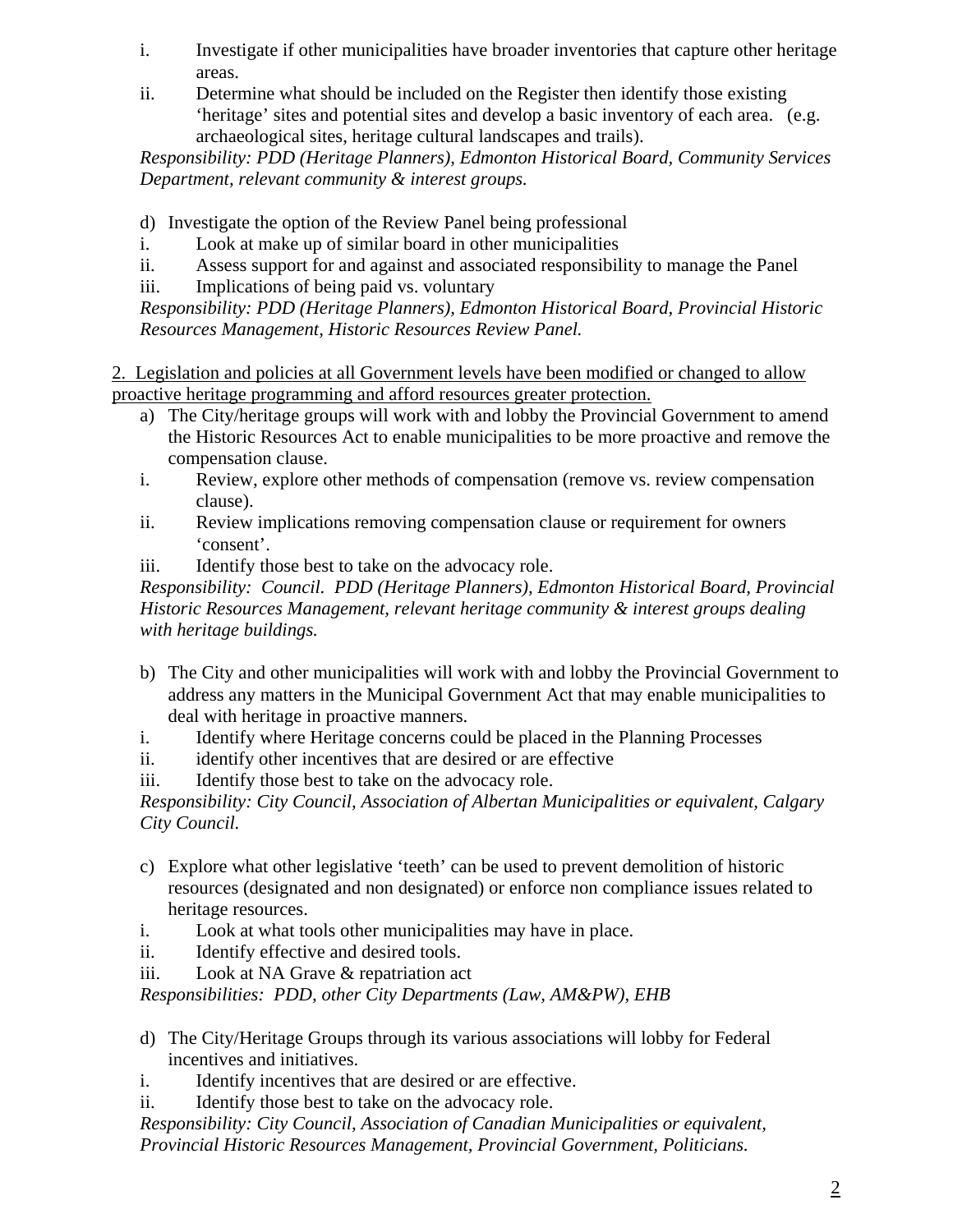i. Investigate if other municipalities have broader inventories that capture other heritage areas.
ii. Determine what should be included on the Register then identify those existing 'heritage' sites and potential sites and develop a basic inventory of each area. (e.g. archaeological sites, heritage cultural landscapes and trails).

*Responsibility: PDD (Heritage Planners), Edmonton Historical Board, Community Services Department, relevant community & interest groups.*

d) Investigate the option of the Review Panel being professional
i. Look at make up of similar board in other municipalities
ii. Assess support for and against and associated responsibility to manage the Panel
iii. Implications of being paid vs. voluntary

*Responsibility: PDD (Heritage Planners), Edmonton Historical Board, Provincial Historic Resources Management, Historic Resources Review Panel.*

<u>2. Legislation and policies at all Government levels have been modified or changed to allow proactive heritage programming and afford resources greater protection.</u>

a) The City/heritage groups will work with and lobby the Provincial Government to amend the Historic Resources Act to enable municipalities to be more proactive and remove the compensation clause.
i. Review, explore other methods of compensation (remove vs. review compensation clause).
ii. Review implications removing compensation clause or requirement for owners 'consent'.
iii. Identify those best to take on the advocacy role.

*Responsibility: Council. PDD (Heritage Planners), Edmonton Historical Board, Provincial Historic Resources Management, relevant heritage community & interest groups dealing with heritage buildings.*

b) The City and other municipalities will work with and lobby the Provincial Government to address any matters in the Municipal Government Act that may enable municipalities to deal with heritage in proactive manners.
i. Identify where Heritage concerns could be placed in the Planning Processes
ii. identify other incentives that are desired or are effective
iii. Identify those best to take on the advocacy role.

*Responsibility: City Council, Association of Albertan Municipalities or equivalent, Calgary City Council.*

c) Explore what other legislative 'teeth' can be used to prevent demolition of historic resources (designated and non designated) or enforce non compliance issues related to heritage resources.
i. Look at what tools other municipalities may have in place.
ii. Identify effective and desired tools.
iii. Look at NA Grave & repatriation act

*Responsibilities: PDD, other City Departments (Law, AM&PW), EHB*

d) The City/Heritage Groups through its various associations will lobby for Federal incentives and initiatives.
i. Identify incentives that are desired or are effective.
ii. Identify those best to take on the advocacy role.

*Responsibility: City Council, Association of Canadian Municipalities or equivalent, Provincial Historic Resources Management, Provincial Government, Politicians.*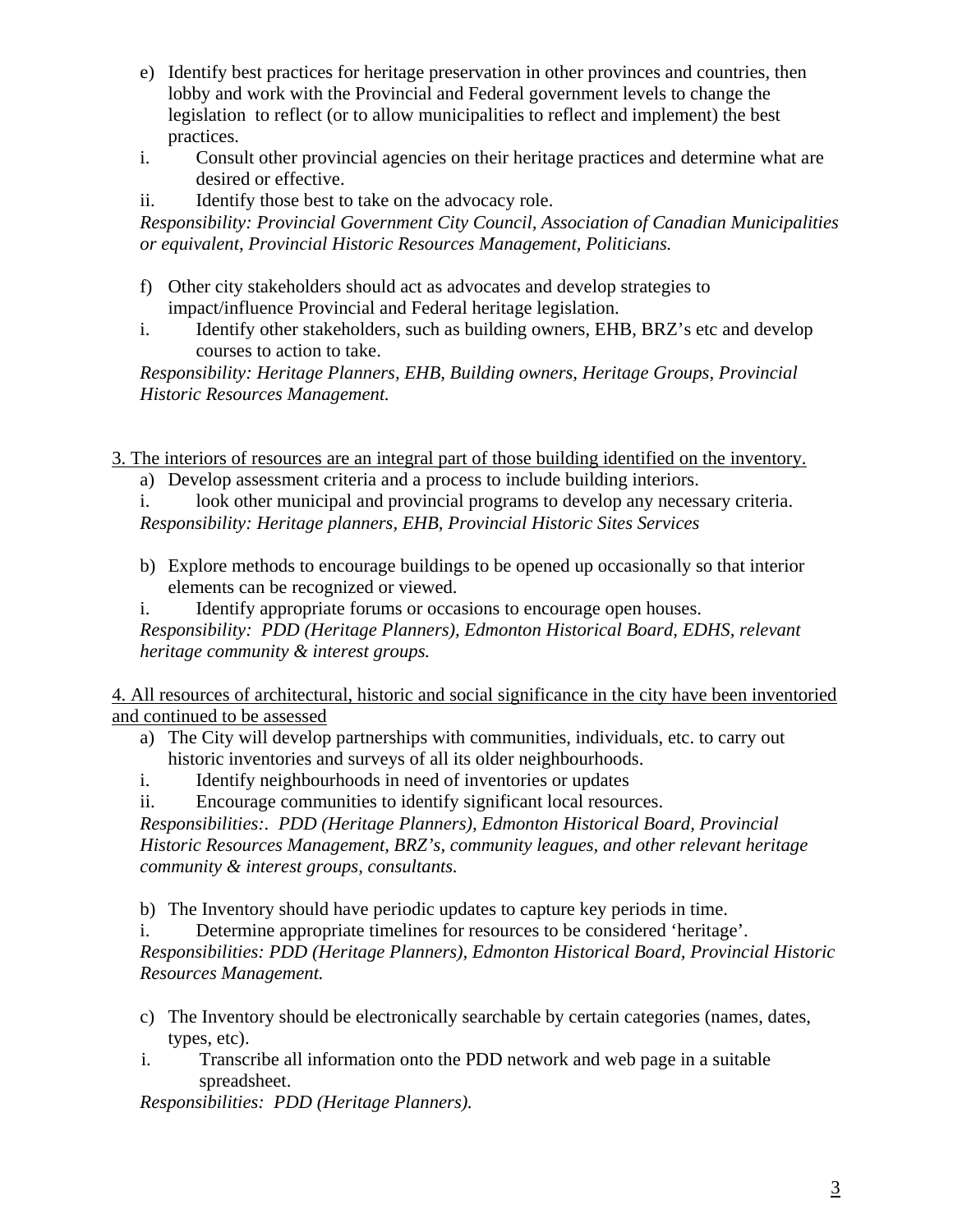e) Identify best practices for heritage preservation in other provinces and countries, then lobby and work with the Provincial and Federal government levels to change the legislation to reflect (or to allow municipalities to reflect and implement) the best practices.

i. Consult other provincial agencies on their heritage practices and determine what are desired or effective.

ii. Identify those best to take on the advocacy role.

*Responsibility: Provincial Government City Council, Association of Canadian Municipalities or equivalent, Provincial Historic Resources Management, Politicians.*

f) Other city stakeholders should act as advocates and develop strategies to impact/influence Provincial and Federal heritage legislation.

i. Identify other stakeholders, such as building owners, EHB, BRZ's etc and develop courses to action to take.

*Responsibility: Heritage Planners, EHB, Building owners, Heritage Groups, Provincial Historic Resources Management.*

<u>3. The interiors of resources are an integral part of those building identified on the inventory.</u>

a) Develop assessment criteria and a process to include building interiors.

i. look other municipal and provincial programs to develop any necessary criteria.

*Responsibility: Heritage planners, EHB, Provincial Historic Sites Services*

b) Explore methods to encourage buildings to be opened up occasionally so that interior elements can be recognized or viewed.

i. Identify appropriate forums or occasions to encourage open houses.

*Responsibility: PDD (Heritage Planners), Edmonton Historical Board, EDHS, relevant heritage community & interest groups.*

<u>4. All resources of architectural, historic and social significance in the city have been inventoried and continued to be assessed</u>

a) The City will develop partnerships with communities, individuals, etc. to carry out historic inventories and surveys of all its older neighbourhoods.

i. Identify neighbourhoods in need of inventories or updates

ii. Encourage communities to identify significant local resources.

*Responsibilities:. PDD (Heritage Planners), Edmonton Historical Board, Provincial Historic Resources Management, BRZ's, community leagues, and other relevant heritage community & interest groups, consultants.*

b) The Inventory should have periodic updates to capture key periods in time.

i. Determine appropriate timelines for resources to be considered 'heritage'.

*Responsibilities: PDD (Heritage Planners), Edmonton Historical Board, Provincial Historic Resources Management.*

c) The Inventory should be electronically searchable by certain categories (names, dates, types, etc).

i. Transcribe all information onto the PDD network and web page in a suitable spreadsheet.

*Responsibilities: PDD (Heritage Planners).*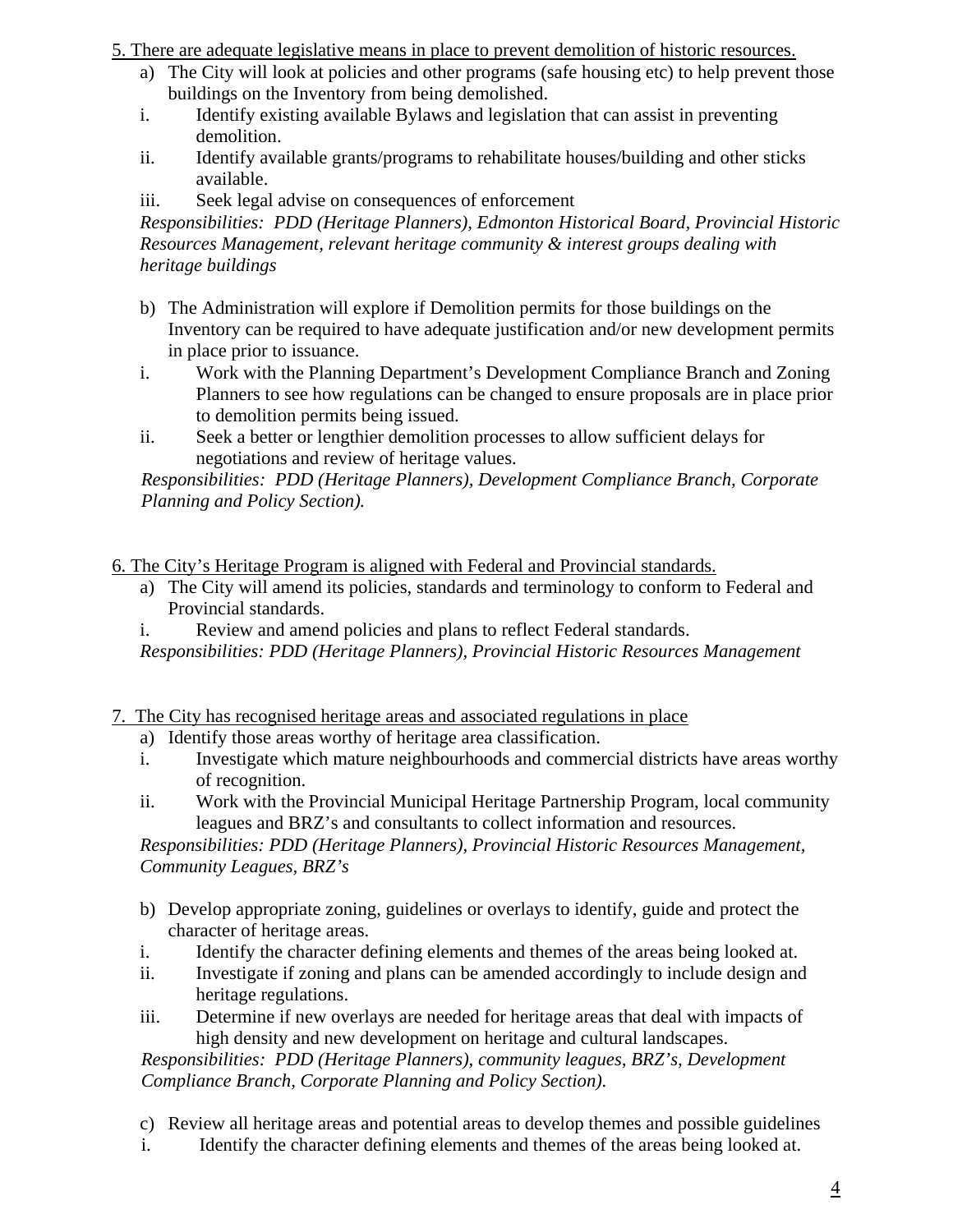5. There are adequate legislative means in place to prevent demolition of historic resources.

a) The City will look at policies and other programs (safe housing etc) to help prevent those buildings on the Inventory from being demolished.

i. Identify existing available Bylaws and legislation that can assist in preventing demolition.

ii. Identify available grants/programs to rehabilitate houses/building and other sticks available.

iii. Seek legal advise on consequences of enforcement

*Responsibilities: PDD (Heritage Planners), Edmonton Historical Board, Provincial Historic Resources Management, relevant heritage community & interest groups dealing with heritage buildings*

b) The Administration will explore if Demolition permits for those buildings on the Inventory can be required to have adequate justification and/or new development permits in place prior to issuance.

i. Work with the Planning Department's Development Compliance Branch and Zoning Planners to see how regulations can be changed to ensure proposals are in place prior to demolition permits being issued.

ii. Seek a better or lengthier demolition processes to allow sufficient delays for negotiations and review of heritage values.

*Responsibilities: PDD (Heritage Planners), Development Compliance Branch, Corporate Planning and Policy Section).*

6. The City's Heritage Program is aligned with Federal and Provincial standards.

a) The City will amend its policies, standards and terminology to conform to Federal and Provincial standards.

i. Review and amend policies and plans to reflect Federal standards.

*Responsibilities: PDD (Heritage Planners), Provincial Historic Resources Management*

7. The City has recognised heritage areas and associated regulations in place

a) Identify those areas worthy of heritage area classification.

i. Investigate which mature neighbourhoods and commercial districts have areas worthy of recognition.

ii. Work with the Provincial Municipal Heritage Partnership Program, local community leagues and BRZ's and consultants to collect information and resources.

*Responsibilities: PDD (Heritage Planners), Provincial Historic Resources Management, Community Leagues, BRZ's*

b) Develop appropriate zoning, guidelines or overlays to identify, guide and protect the character of heritage areas.

i. Identify the character defining elements and themes of the areas being looked at.

ii. Investigate if zoning and plans can be amended accordingly to include design and heritage regulations.

iii. Determine if new overlays are needed for heritage areas that deal with impacts of high density and new development on heritage and cultural landscapes.

*Responsibilities: PDD (Heritage Planners), community leagues, BRZ's, Development Compliance Branch, Corporate Planning and Policy Section).*

c) Review all heritage areas and potential areas to develop themes and possible guidelines

i. Identify the character defining elements and themes of the areas being looked at.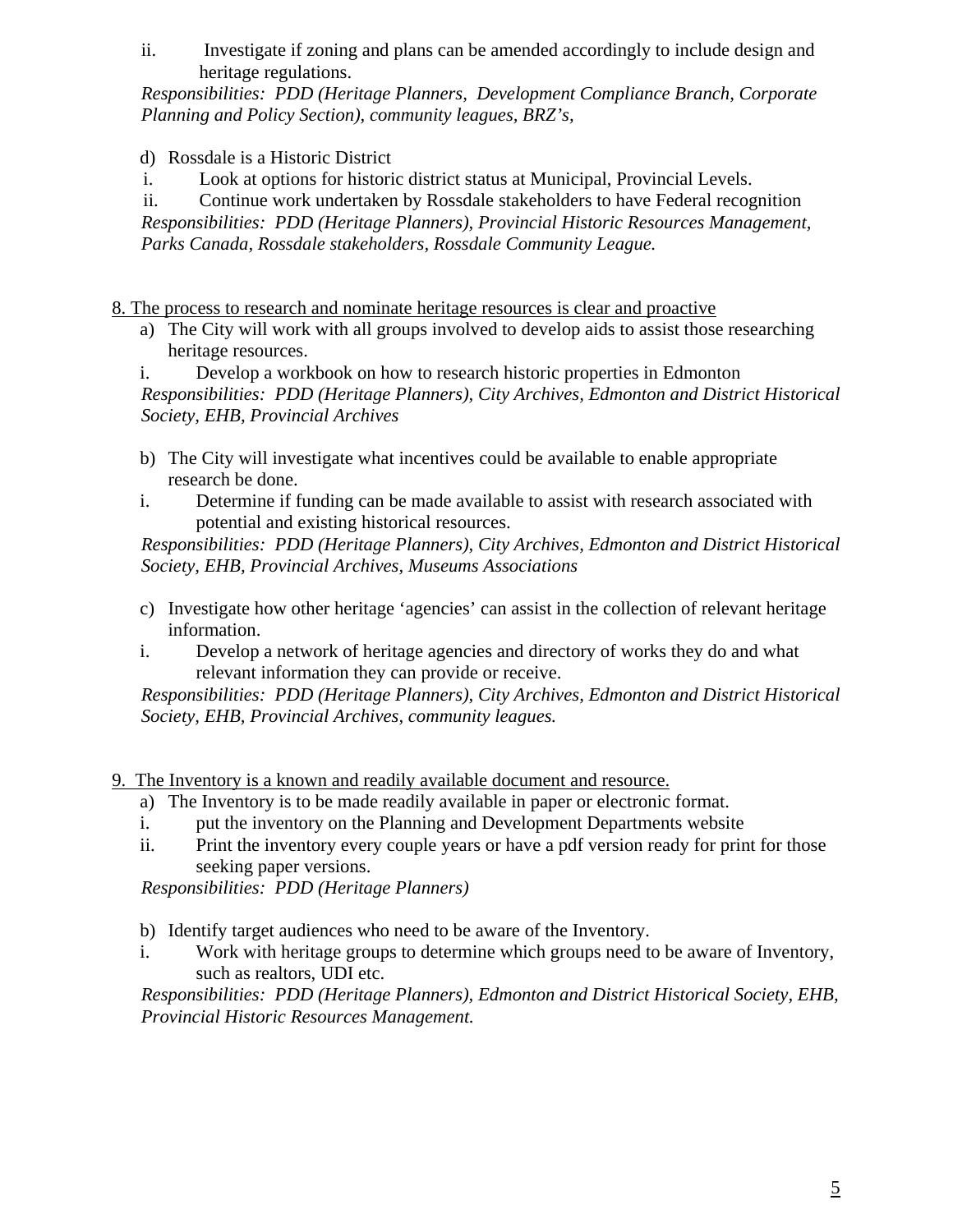ii. Investigate if zoning and plans can be amended accordingly to include design and heritage regulations.

*Responsibilities: PDD (Heritage Planners, Development Compliance Branch, Corporate Planning and Policy Section), community leagues, BRZ's,*

d) Rossdale is a Historic District

i. Look at options for historic district status at Municipal, Provincial Levels.

ii. Continue work undertaken by Rossdale stakeholders to have Federal recognition

*Responsibilities: PDD (Heritage Planners), Provincial Historic Resources Management, Parks Canada, Rossdale stakeholders, Rossdale Community League.*

<u>8. The process to research and nominate heritage resources is clear and proactive</u>

a) The City will work with all groups involved to develop aids to assist those researching heritage resources.

i. Develop a workbook on how to research historic properties in Edmonton

*Responsibilities: PDD (Heritage Planners), City Archives, Edmonton and District Historical Society, EHB, Provincial Archives*

b) The City will investigate what incentives could be available to enable appropriate research be done.

i. Determine if funding can be made available to assist with research associated with potential and existing historical resources.

*Responsibilities: PDD (Heritage Planners), City Archives, Edmonton and District Historical Society, EHB, Provincial Archives, Museums Associations*

c) Investigate how other heritage 'agencies' can assist in the collection of relevant heritage information.

i. Develop a network of heritage agencies and directory of works they do and what relevant information they can provide or receive.

*Responsibilities: PDD (Heritage Planners), City Archives, Edmonton and District Historical Society, EHB, Provincial Archives, community leagues.*

<u>9. The Inventory is a known and readily available document and resource.</u>

a) The Inventory is to be made readily available in paper or electronic format.

i. put the inventory on the Planning and Development Departments website

ii. Print the inventory every couple years or have a pdf version ready for print for those seeking paper versions.

*Responsibilities: PDD (Heritage Planners)*

b) Identify target audiences who need to be aware of the Inventory.

i. Work with heritage groups to determine which groups need to be aware of Inventory, such as realtors, UDI etc.

*Responsibilities: PDD (Heritage Planners), Edmonton and District Historical Society, EHB, Provincial Historic Resources Management.*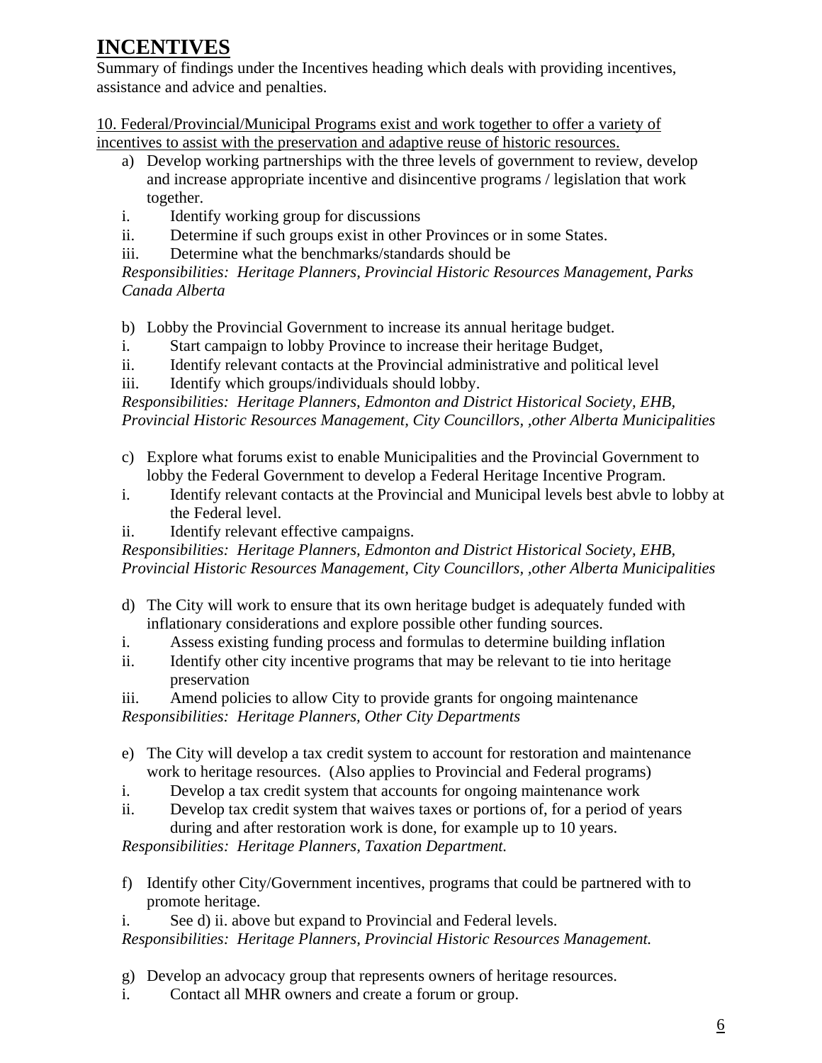# INCENTIVES

Summary of findings under the Incentives heading which deals with providing incentives, assistance and advice and penalties.

<u>10. Federal/Provincial/Municipal Programs exist and work together to offer a variety of incentives to assist with the preservation and adaptive reuse of historic resources.</u>

a) Develop working partnerships with the three levels of government to review, develop and increase appropriate incentive and disincentive programs / legislation that work together.

i. Identify working group for discussions

ii. Determine if such groups exist in other Provinces or in some States.

iii. Determine what the benchmarks/standards should be

*Responsibilities: Heritage Planners, Provincial Historic Resources Management, Parks Canada Alberta*

b) Lobby the Provincial Government to increase its annual heritage budget.

i. Start campaign to lobby Province to increase their heritage Budget,

ii. Identify relevant contacts at the Provincial administrative and political level

iii. Identify which groups/individuals should lobby.

*Responsibilities: Heritage Planners, Edmonton and District Historical Society, EHB, Provincial Historic Resources Management, City Councillors, ,other Alberta Municipalities*

c) Explore what forums exist to enable Municipalities and the Provincial Government to lobby the Federal Government to develop a Federal Heritage Incentive Program.

i. Identify relevant contacts at the Provincial and Municipal levels best abvle to lobby at the Federal level.

ii. Identify relevant effective campaigns.

*Responsibilities: Heritage Planners, Edmonton and District Historical Society, EHB, Provincial Historic Resources Management, City Councillors, ,other Alberta Municipalities*

d) The City will work to ensure that its own heritage budget is adequately funded with inflationary considerations and explore possible other funding sources.

i. Assess existing funding process and formulas to determine building inflation

ii. Identify other city incentive programs that may be relevant to tie into heritage preservation

iii. Amend policies to allow City to provide grants for ongoing maintenance

*Responsibilities: Heritage Planners, Other City Departments*

e) The City will develop a tax credit system to account for restoration and maintenance work to heritage resources. (Also applies to Provincial and Federal programs)

i. Develop a tax credit system that accounts for ongoing maintenance work

ii. Develop tax credit system that waives taxes or portions of, for a period of years during and after restoration work is done, for example up to 10 years.

*Responsibilities: Heritage Planners, Taxation Department.*

f) Identify other City/Government incentives, programs that could be partnered with to promote heritage.

i. See d) ii. above but expand to Provincial and Federal levels.

*Responsibilities: Heritage Planners, Provincial Historic Resources Management.*

g) Develop an advocacy group that represents owners of heritage resources.

i. Contact all MHR owners and create a forum or group.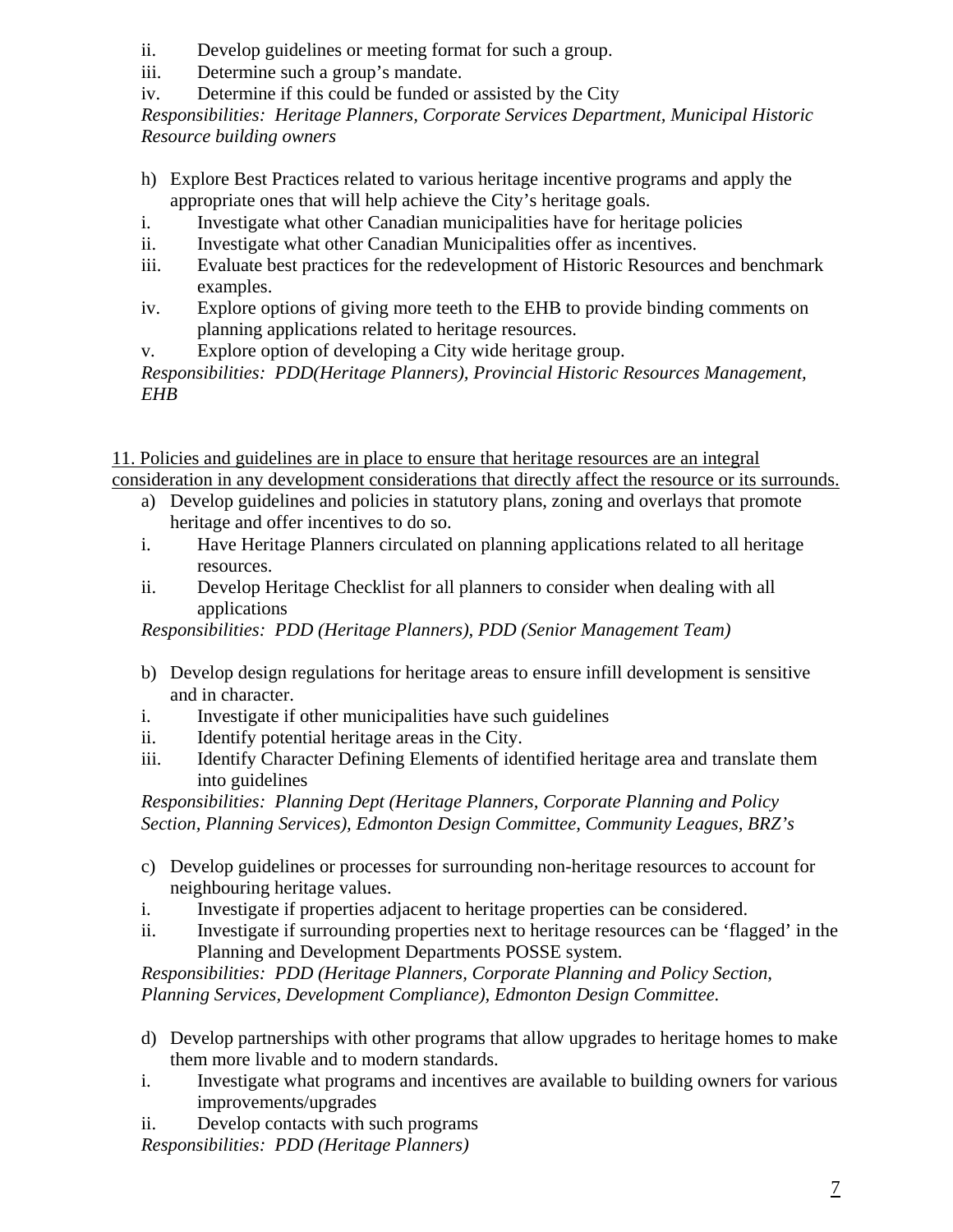ii. Develop guidelines or meeting format for such a group.
iii. Determine such a group's mandate.
iv. Determine if this could be funded or assisted by the City

*Responsibilities: Heritage Planners, Corporate Services Department, Municipal Historic Resource building owners*

h) Explore Best Practices related to various heritage incentive programs and apply the appropriate ones that will help achieve the City's heritage goals.

i. Investigate what other Canadian municipalities have for heritage policies
ii. Investigate what other Canadian Municipalities offer as incentives.
iii. Evaluate best practices for the redevelopment of Historic Resources and benchmark examples.
iv. Explore options of giving more teeth to the EHB to provide binding comments on planning applications related to heritage resources.
v. Explore option of developing a City wide heritage group.

*Responsibilities: PDD(Heritage Planners), Provincial Historic Resources Management, EHB*

<u>11. Policies and guidelines are in place to ensure that heritage resources are an integral consideration in any development considerations that directly affect the resource or its surrounds.</u>

a) Develop guidelines and policies in statutory plans, zoning and overlays that promote heritage and offer incentives to do so.

i. Have Heritage Planners circulated on planning applications related to all heritage resources.
ii. Develop Heritage Checklist for all planners to consider when dealing with all applications

*Responsibilities: PDD (Heritage Planners), PDD (Senior Management Team)*

b) Develop design regulations for heritage areas to ensure infill development is sensitive and in character.

i. Investigate if other municipalities have such guidelines
ii. Identify potential heritage areas in the City.
iii. Identify Character Defining Elements of identified heritage area and translate them into guidelines

*Responsibilities: Planning Dept (Heritage Planners, Corporate Planning and Policy Section, Planning Services), Edmonton Design Committee, Community Leagues, BRZ's*

c) Develop guidelines or processes for surrounding non-heritage resources to account for neighbouring heritage values.

i. Investigate if properties adjacent to heritage properties can be considered.
ii. Investigate if surrounding properties next to heritage resources can be 'flagged' in the Planning and Development Departments POSSE system.

*Responsibilities: PDD (Heritage Planners, Corporate Planning and Policy Section, Planning Services, Development Compliance), Edmonton Design Committee.*

d) Develop partnerships with other programs that allow upgrades to heritage homes to make them more livable and to modern standards.

i. Investigate what programs and incentives are available to building owners for various improvements/upgrades
ii. Develop contacts with such programs

*Responsibilities: PDD (Heritage Planners)*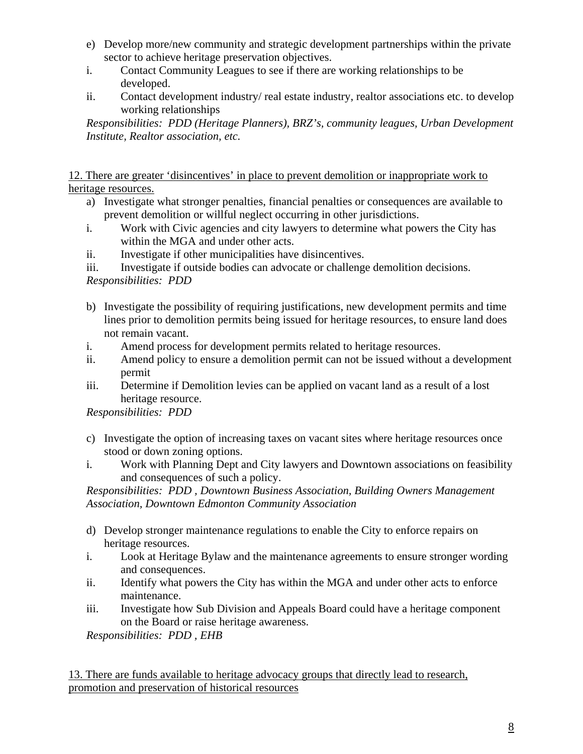e) Develop more/new community and strategic development partnerships within the private sector to achieve heritage preservation objectives.

i. Contact Community Leagues to see if there are working relationships to be developed.

ii. Contact development industry/ real estate industry, realtor associations etc. to develop working relationships

*Responsibilities: PDD (Heritage Planners), BRZ's, community leagues, Urban Development Institute, Realtor association, etc.*

<u>12. There are greater 'disincentives' in place to prevent demolition or inappropriate work to heritage resources.</u>

a) Investigate what stronger penalties, financial penalties or consequences are available to prevent demolition or willful neglect occurring in other jurisdictions.

i. Work with Civic agencies and city lawyers to determine what powers the City has within the MGA and under other acts.

ii. Investigate if other municipalities have disincentives.

iii. Investigate if outside bodies can advocate or challenge demolition decisions.

*Responsibilities: PDD*

b) Investigate the possibility of requiring justifications, new development permits and time lines prior to demolition permits being issued for heritage resources, to ensure land does not remain vacant.

i. Amend process for development permits related to heritage resources.

ii. Amend policy to ensure a demolition permit can not be issued without a development permit

iii. Determine if Demolition levies can be applied on vacant land as a result of a lost heritage resource.

*Responsibilities: PDD*

c) Investigate the option of increasing taxes on vacant sites where heritage resources once stood or down zoning options.

i. Work with Planning Dept and City lawyers and Downtown associations on feasibility and consequences of such a policy.

*Responsibilities: PDD , Downtown Business Association, Building Owners Management Association, Downtown Edmonton Community Association*

d) Develop stronger maintenance regulations to enable the City to enforce repairs on heritage resources.

i. Look at Heritage Bylaw and the maintenance agreements to ensure stronger wording and consequences.

ii. Identify what powers the City has within the MGA and under other acts to enforce maintenance.

iii. Investigate how Sub Division and Appeals Board could have a heritage component on the Board or raise heritage awareness.

*Responsibilities: PDD , EHB*

<u>13. There are funds available to heritage advocacy groups that directly lead to research, promotion and preservation of historical resources</u>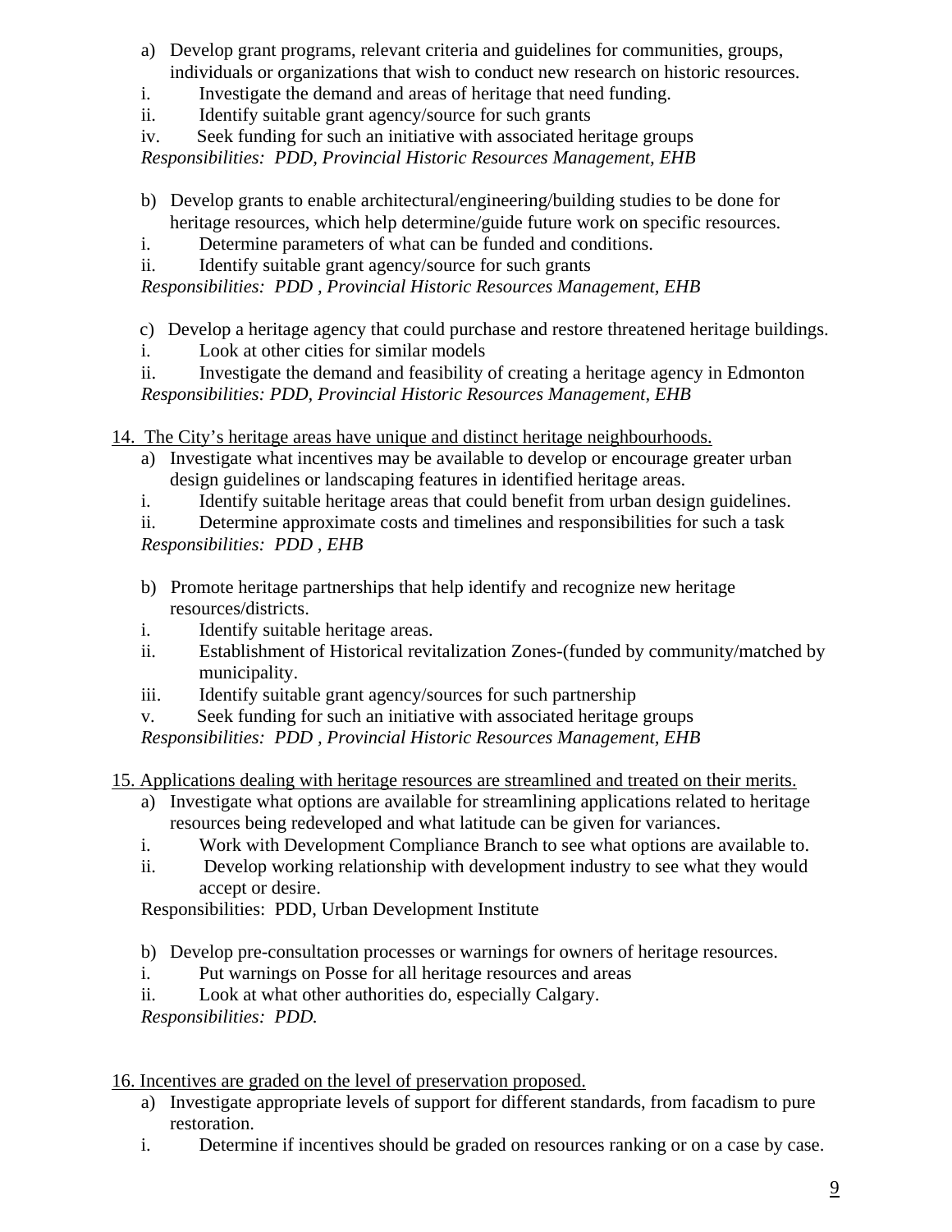a) Develop grant programs, relevant criteria and guidelines for communities, groups, individuals or organizations that wish to conduct new research on historic resources.

i. Investigate the demand and areas of heritage that need funding.

ii. Identify suitable grant agency/source for such grants

iv. Seek funding for such an initiative with associated heritage groups

*Responsibilities: PDD, Provincial Historic Resources Management, EHB*

b) Develop grants to enable architectural/engineering/building studies to be done for heritage resources, which help determine/guide future work on specific resources.

i. Determine parameters of what can be funded and conditions.

ii. Identify suitable grant agency/source for such grants

*Responsibilities: PDD , Provincial Historic Resources Management, EHB*

c) Develop a heritage agency that could purchase and restore threatened heritage buildings.

i. Look at other cities for similar models

ii. Investigate the demand and feasibility of creating a heritage agency in Edmonton

*Responsibilities: PDD, Provincial Historic Resources Management, EHB*

14. <u>The City's heritage areas have unique and distinct heritage neighbourhoods.</u>

a) Investigate what incentives may be available to develop or encourage greater urban design guidelines or landscaping features in identified heritage areas.

i. Identify suitable heritage areas that could benefit from urban design guidelines.

ii. Determine approximate costs and timelines and responsibilities for such a task

*Responsibilities: PDD , EHB*

b) Promote heritage partnerships that help identify and recognize new heritage resources/districts.

i. Identify suitable heritage areas.

ii. Establishment of Historical revitalization Zones-(funded by community/matched by municipality.

iii. Identify suitable grant agency/sources for such partnership

v. Seek funding for such an initiative with associated heritage groups

*Responsibilities: PDD , Provincial Historic Resources Management, EHB*

15. <u>Applications dealing with heritage resources are streamlined and treated on their merits.</u>

a) Investigate what options are available for streamlining applications related to heritage resources being redeveloped and what latitude can be given for variances.

i. Work with Development Compliance Branch to see what options are available to.

ii. Develop working relationship with development industry to see what they would accept or desire.

Responsibilities: PDD, Urban Development Institute

b) Develop pre-consultation processes or warnings for owners of heritage resources.

i. Put warnings on Posse for all heritage resources and areas

ii. Look at what other authorities do, especially Calgary.

*Responsibilities: PDD.*

16. <u>Incentives are graded on the level of preservation proposed.</u>

a) Investigate appropriate levels of support for different standards, from facadism to pure restoration.

i. Determine if incentives should be graded on resources ranking or on a case by case.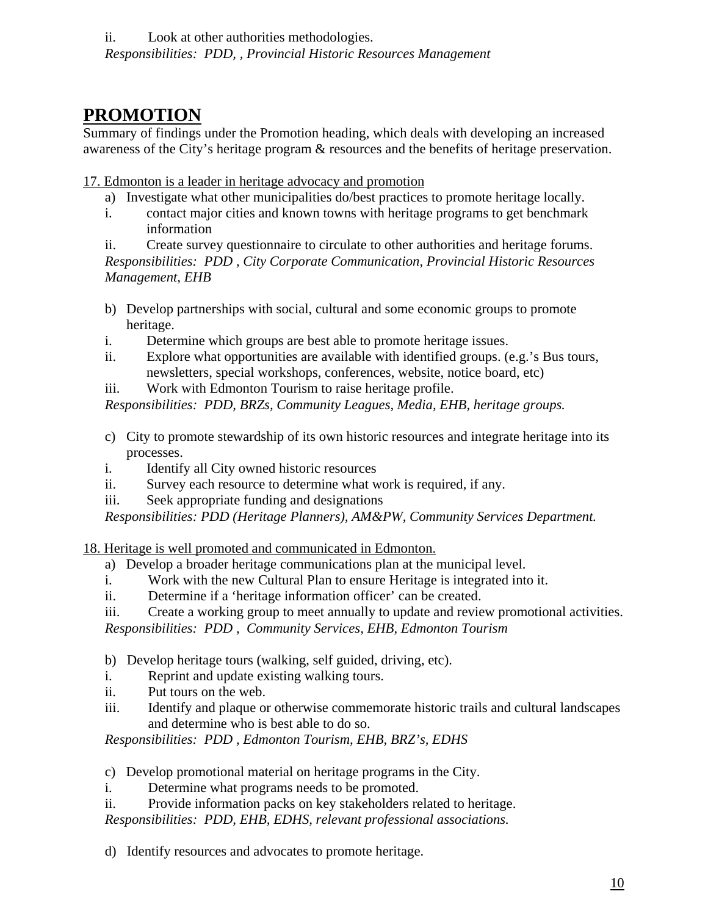ii. Look at other authorities methodologies.

*Responsibilities: PDD, , Provincial Historic Resources Management*

# PROMOTION

Summary of findings under the Promotion heading, which deals with developing an increased awareness of the City's heritage program & resources and the benefits of heritage preservation.

17. Edmonton is a leader in heritage advocacy and promotion

a) Investigate what other municipalities do/best practices to promote heritage locally.

i. contact major cities and known towns with heritage programs to get benchmark information

ii. Create survey questionnaire to circulate to other authorities and heritage forums.

*Responsibilities: PDD , City Corporate Communication, Provincial Historic Resources Management, EHB*

b) Develop partnerships with social, cultural and some economic groups to promote heritage.

i. Determine which groups are best able to promote heritage issues.

ii. Explore what opportunities are available with identified groups. (e.g.'s Bus tours, newsletters, special workshops, conferences, website, notice board, etc)

iii. Work with Edmonton Tourism to raise heritage profile.

*Responsibilities: PDD, BRZs, Community Leagues, Media, EHB, heritage groups.*

c) City to promote stewardship of its own historic resources and integrate heritage into its processes.

i. Identify all City owned historic resources

ii. Survey each resource to determine what work is required, if any.

iii. Seek appropriate funding and designations

*Responsibilities: PDD (Heritage Planners), AM&PW, Community Services Department.*

18. Heritage is well promoted and communicated in Edmonton.

a) Develop a broader heritage communications plan at the municipal level.

i. Work with the new Cultural Plan to ensure Heritage is integrated into it.

ii. Determine if a 'heritage information officer' can be created.

iii. Create a working group to meet annually to update and review promotional activities.

*Responsibilities: PDD , Community Services, EHB, Edmonton Tourism*

b) Develop heritage tours (walking, self guided, driving, etc).

i. Reprint and update existing walking tours.

ii. Put tours on the web.

iii. Identify and plaque or otherwise commemorate historic trails and cultural landscapes and determine who is best able to do so.

*Responsibilities: PDD , Edmonton Tourism, EHB, BRZ's, EDHS*

c) Develop promotional material on heritage programs in the City.

i. Determine what programs needs to be promoted.

ii. Provide information packs on key stakeholders related to heritage.

*Responsibilities: PDD, EHB, EDHS, relevant professional associations.*

d) Identify resources and advocates to promote heritage.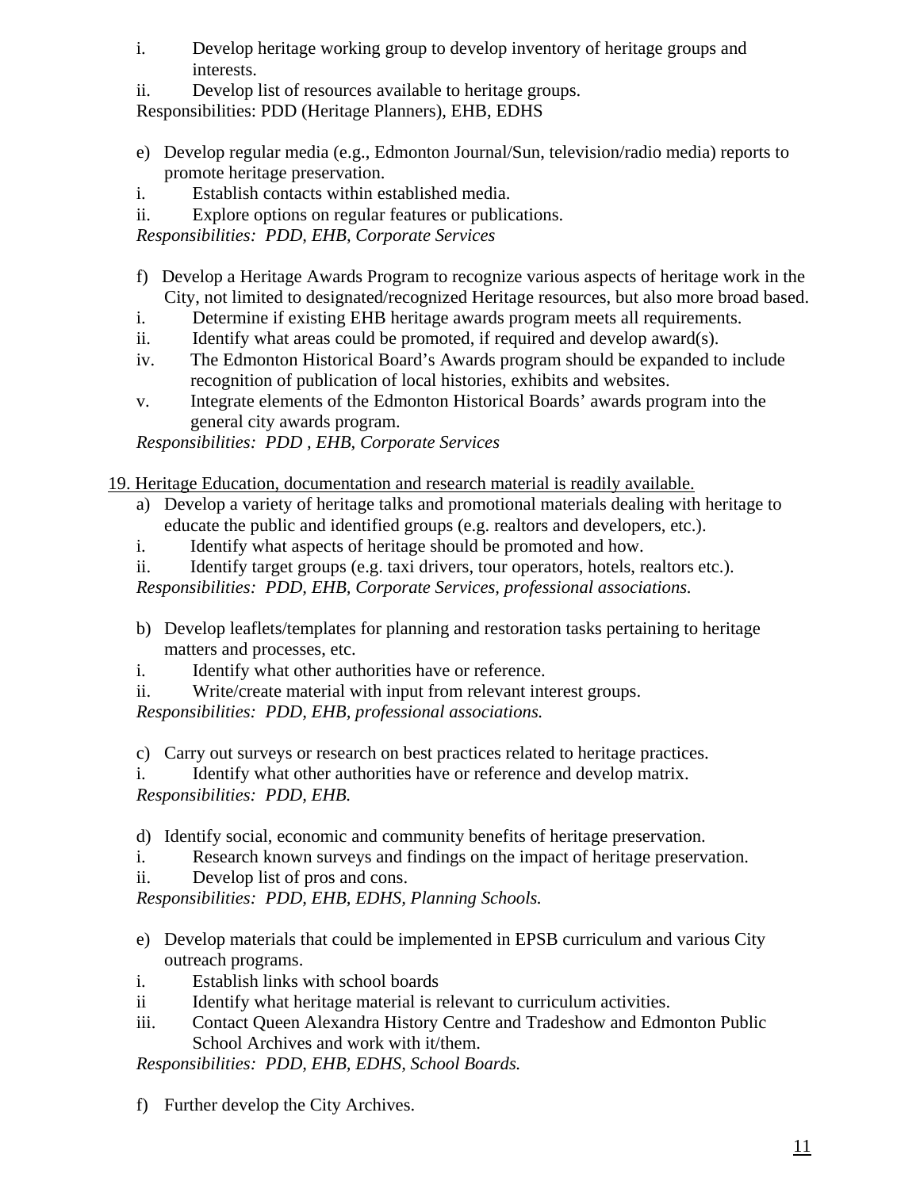i. Develop heritage working group to develop inventory of heritage groups and interests.

ii. Develop list of resources available to heritage groups.

Responsibilities: PDD (Heritage Planners), EHB, EDHS

e) Develop regular media (e.g., Edmonton Journal/Sun, television/radio media) reports to promote heritage preservation.

i. Establish contacts within established media.

ii. Explore options on regular features or publications.

*Responsibilities: PDD, EHB, Corporate Services*

f) Develop a Heritage Awards Program to recognize various aspects of heritage work in the City, not limited to designated/recognized Heritage resources, but also more broad based.

i. Determine if existing EHB heritage awards program meets all requirements.

ii. Identify what areas could be promoted, if required and develop award(s).

iv. The Edmonton Historical Board's Awards program should be expanded to include recognition of publication of local histories, exhibits and websites.

v. Integrate elements of the Edmonton Historical Boards' awards program into the general city awards program.

*Responsibilities: PDD , EHB, Corporate Services*

19. Heritage Education, documentation and research material is readily available.

a) Develop a variety of heritage talks and promotional materials dealing with heritage to educate the public and identified groups (e.g. realtors and developers, etc.).

i. Identify what aspects of heritage should be promoted and how.

ii. Identify target groups (e.g. taxi drivers, tour operators, hotels, realtors etc.).

*Responsibilities: PDD, EHB, Corporate Services, professional associations.*

b) Develop leaflets/templates for planning and restoration tasks pertaining to heritage matters and processes, etc.

i. Identify what other authorities have or reference.

ii. Write/create material with input from relevant interest groups.

*Responsibilities: PDD, EHB, professional associations.*

c) Carry out surveys or research on best practices related to heritage practices.

i. Identify what other authorities have or reference and develop matrix.

*Responsibilities: PDD, EHB.*

d) Identify social, economic and community benefits of heritage preservation.

i. Research known surveys and findings on the impact of heritage preservation.

ii. Develop list of pros and cons.

*Responsibilities: PDD, EHB, EDHS, Planning Schools.*

e) Develop materials that could be implemented in EPSB curriculum and various City outreach programs.

i. Establish links with school boards

ii Identify what heritage material is relevant to curriculum activities.

iii. Contact Queen Alexandra History Centre and Tradeshow and Edmonton Public School Archives and work with it/them.

*Responsibilities: PDD, EHB, EDHS, School Boards.*

f) Further develop the City Archives.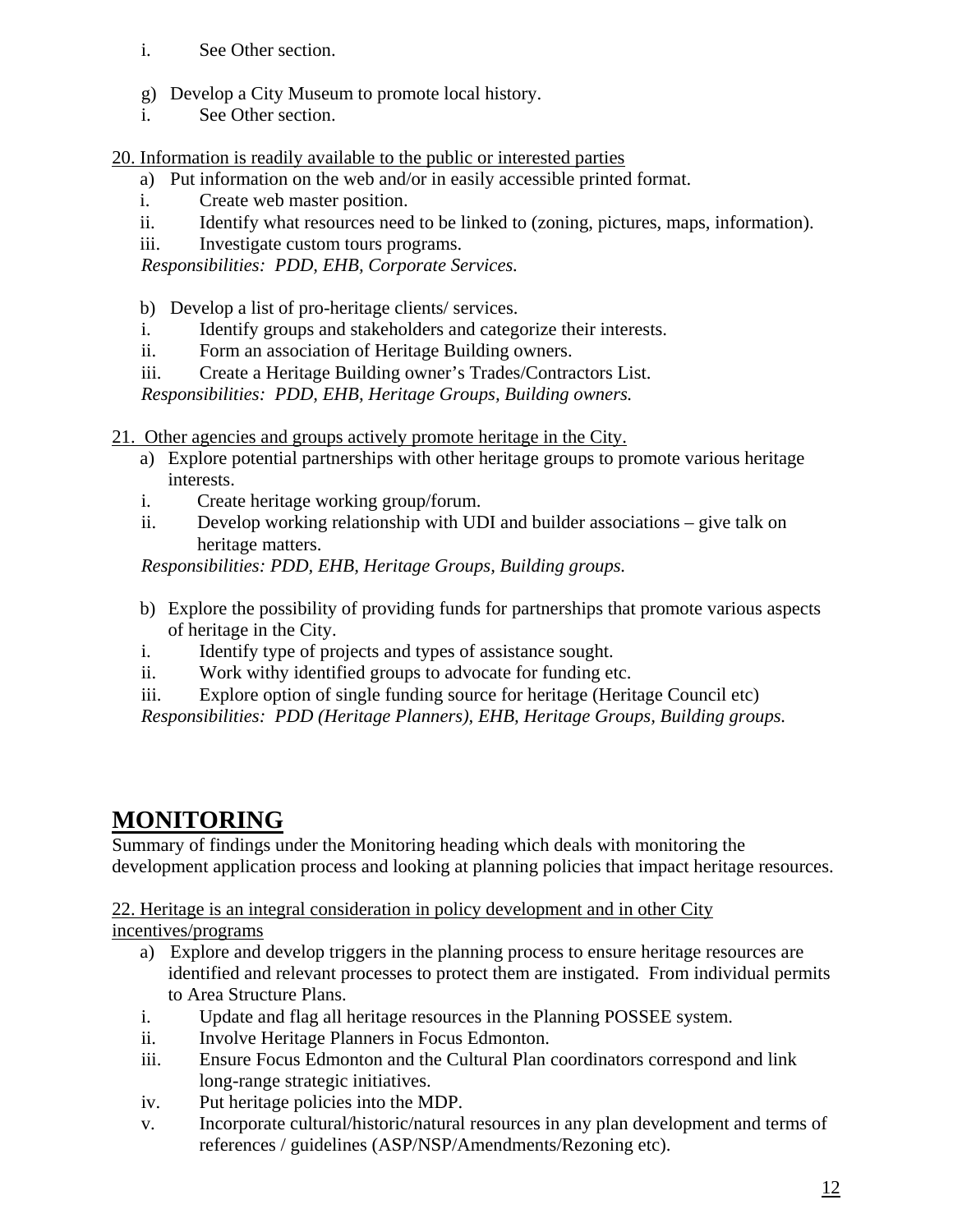i. See Other section.

g) Develop a City Museum to promote local history.

i. See Other section.

20. Information is readily available to the public or interested parties

a) Put information on the web and/or in easily accessible printed format.

i. Create web master position.
ii. Identify what resources need to be linked to (zoning, pictures, maps, information).
iii. Investigate custom tours programs.

*Responsibilities: PDD, EHB, Corporate Services.*

b) Develop a list of pro-heritage clients/ services.

i. Identify groups and stakeholders and categorize their interests.
ii. Form an association of Heritage Building owners.
iii. Create a Heritage Building owner's Trades/Contractors List.

*Responsibilities: PDD, EHB, Heritage Groups, Building owners.*

21. Other agencies and groups actively promote heritage in the City.

a) Explore potential partnerships with other heritage groups to promote various heritage interests.

i. Create heritage working group/forum.
ii. Develop working relationship with UDI and builder associations – give talk on heritage matters.

*Responsibilities: PDD, EHB, Heritage Groups, Building groups.*

b) Explore the possibility of providing funds for partnerships that promote various aspects of heritage in the City.

i. Identify type of projects and types of assistance sought.
ii. Work withy identified groups to advocate for funding etc.
iii. Explore option of single funding source for heritage (Heritage Council etc)

*Responsibilities: PDD (Heritage Planners), EHB, Heritage Groups, Building groups.*

# MONITORING

Summary of findings under the Monitoring heading which deals with monitoring the development application process and looking at planning policies that impact heritage resources.

22. Heritage is an integral consideration in policy development and in other City incentives/programs

a) Explore and develop triggers in the planning process to ensure heritage resources are identified and relevant processes to protect them are instigated. From individual permits to Area Structure Plans.

i. Update and flag all heritage resources in the Planning POSSEE system.
ii. Involve Heritage Planners in Focus Edmonton.
iii. Ensure Focus Edmonton and the Cultural Plan coordinators correspond and link long-range strategic initiatives.
iv. Put heritage policies into the MDP.
v. Incorporate cultural/historic/natural resources in any plan development and terms of references / guidelines (ASP/NSP/Amendments/Rezoning etc).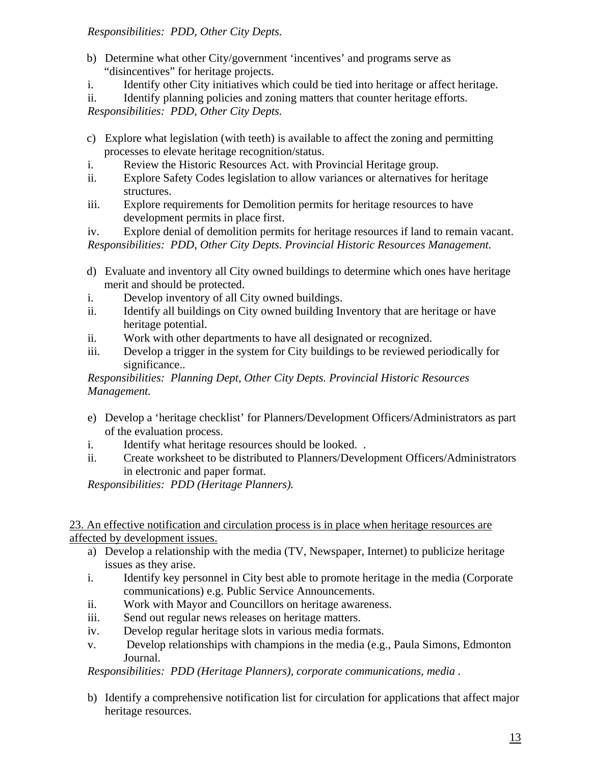*Responsibilities: PDD, Other City Depts.*

b) Determine what other City/government 'incentives' and programs serve as "disincentives" for heritage projects.

i. Identify other City initiatives which could be tied into heritage or affect heritage.

ii. Identify planning policies and zoning matters that counter heritage efforts.

*Responsibilities: PDD, Other City Depts.*

c) Explore what legislation (with teeth) is available to affect the zoning and permitting processes to elevate heritage recognition/status.

i. Review the Historic Resources Act. with Provincial Heritage group.

ii. Explore Safety Codes legislation to allow variances or alternatives for heritage structures.

iii. Explore requirements for Demolition permits for heritage resources to have development permits in place first.

iv. Explore denial of demolition permits for heritage resources if land to remain vacant.

*Responsibilities: PDD, Other City Depts. Provincial Historic Resources Management.*

d) Evaluate and inventory all City owned buildings to determine which ones have heritage merit and should be protected.

i. Develop inventory of all City owned buildings.

ii. Identify all buildings on City owned building Inventory that are heritage or have heritage potential.

ii. Work with other departments to have all designated or recognized.

iii. Develop a trigger in the system for City buildings to be reviewed periodically for significance..

*Responsibilities: Planning Dept, Other City Depts. Provincial Historic Resources Management.*

e) Develop a 'heritage checklist' for Planners/Development Officers/Administrators as part of the evaluation process.

i. Identify what heritage resources should be looked. .

ii. Create worksheet to be distributed to Planners/Development Officers/Administrators in electronic and paper format.

*Responsibilities: PDD (Heritage Planners).*

<u>23. An effective notification and circulation process is in place when heritage resources are affected by development issues.</u>

a) Develop a relationship with the media (TV, Newspaper, Internet) to publicize heritage issues as they arise.

i. Identify key personnel in City best able to promote heritage in the media (Corporate communications) e.g. Public Service Announcements.

ii. Work with Mayor and Councillors on heritage awareness.

iii. Send out regular news releases on heritage matters.

iv. Develop regular heritage slots in various media formats.

v. Develop relationships with champions in the media (e.g., Paula Simons, Edmonton Journal.

*Responsibilities: PDD (Heritage Planners), corporate communications, media .*

b) Identify a comprehensive notification list for circulation for applications that affect major heritage resources.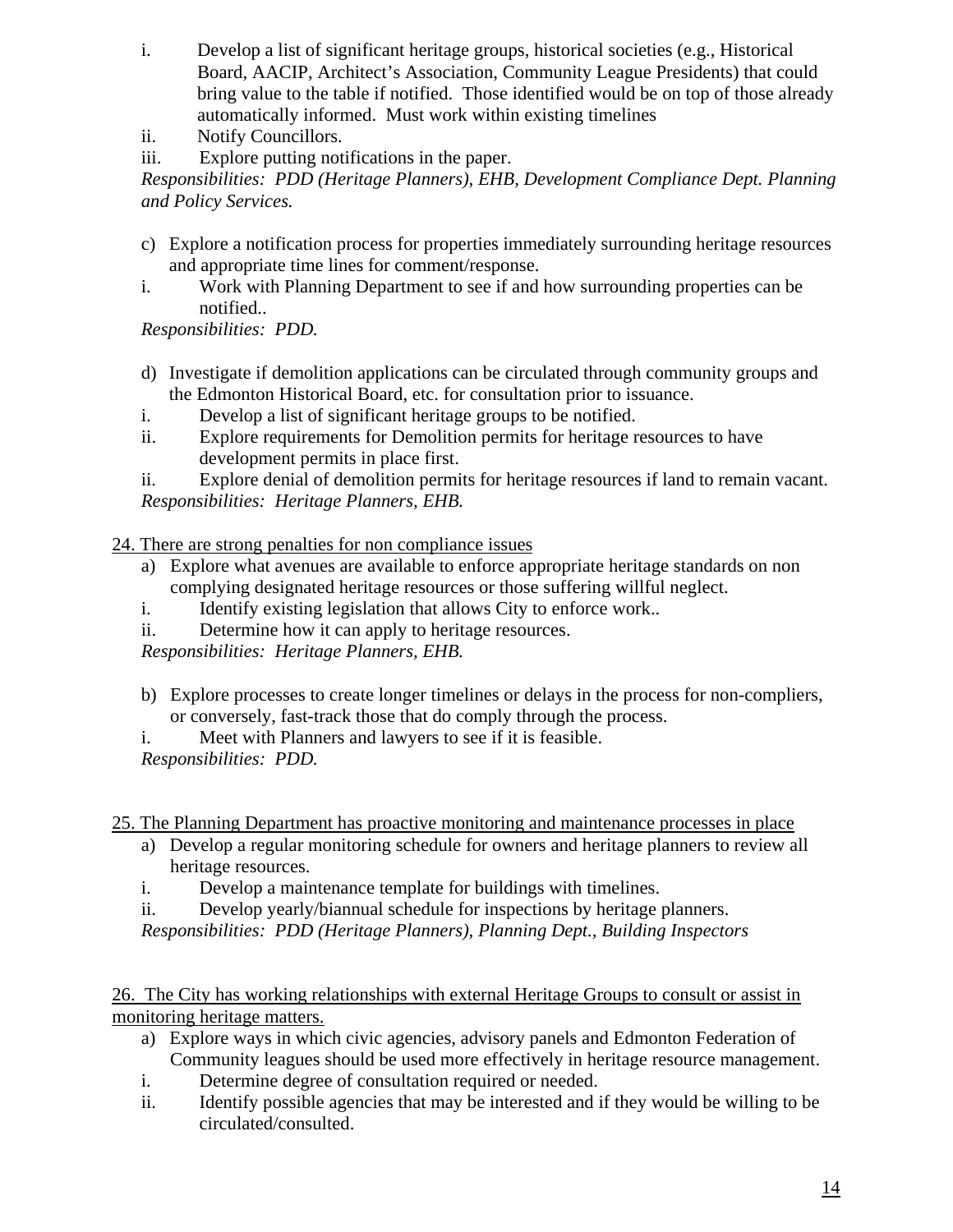i. Develop a list of significant heritage groups, historical societies (e.g., Historical Board, AACIP, Architect's Association, Community League Presidents) that could bring value to the table if notified. Those identified would be on top of those already automatically informed. Must work within existing timelines

ii. Notify Councillors.

iii. Explore putting notifications in the paper.

*Responsibilities: PDD (Heritage Planners), EHB, Development Compliance Dept. Planning and Policy Services.*

c) Explore a notification process for properties immediately surrounding heritage resources and appropriate time lines for comment/response.

i. Work with Planning Department to see if and how surrounding properties can be notified..

*Responsibilities: PDD.*

d) Investigate if demolition applications can be circulated through community groups and the Edmonton Historical Board, etc. for consultation prior to issuance.

i. Develop a list of significant heritage groups to be notified.

ii. Explore requirements for Demolition permits for heritage resources to have development permits in place first.

ii. Explore denial of demolition permits for heritage resources if land to remain vacant.

*Responsibilities: Heritage Planners, EHB.*

<u>24. There are strong penalties for non compliance issues</u>

a) Explore what avenues are available to enforce appropriate heritage standards on non complying designated heritage resources or those suffering willful neglect.

i. Identify existing legislation that allows City to enforce work..

ii. Determine how it can apply to heritage resources.

*Responsibilities: Heritage Planners, EHB.*

b) Explore processes to create longer timelines or delays in the process for non-compliers, or conversely, fast-track those that do comply through the process.

i. Meet with Planners and lawyers to see if it is feasible.

*Responsibilities: PDD.*

<u>25. The Planning Department has proactive monitoring and maintenance processes in place</u>

a) Develop a regular monitoring schedule for owners and heritage planners to review all heritage resources.

i. Develop a maintenance template for buildings with timelines.

ii. Develop yearly/biannual schedule for inspections by heritage planners.

*Responsibilities: PDD (Heritage Planners), Planning Dept., Building Inspectors*

<u>26. The City has working relationships with external Heritage Groups to consult or assist in monitoring heritage matters.</u>

a) Explore ways in which civic agencies, advisory panels and Edmonton Federation of Community leagues should be used more effectively in heritage resource management.

i. Determine degree of consultation required or needed.

ii. Identify possible agencies that may be interested and if they would be willing to be circulated/consulted.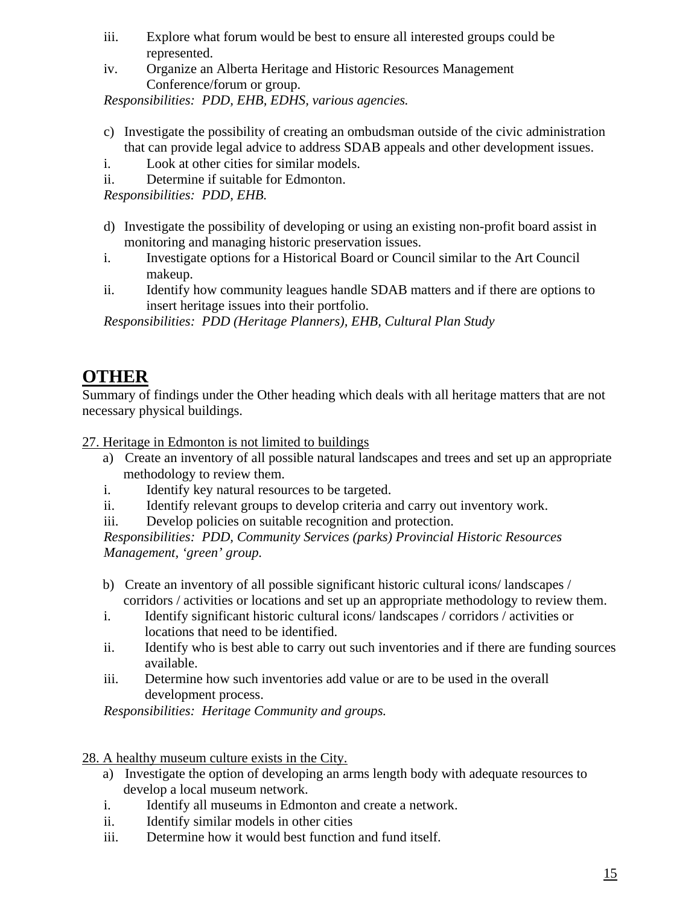iii. Explore what forum would be best to ensure all interested groups could be represented.
iv. Organize an Alberta Heritage and Historic Resources Management Conference/forum or group.

*Responsibilities: PDD, EHB, EDHS, various agencies.*

c) Investigate the possibility of creating an ombudsman outside of the civic administration that can provide legal advice to address SDAB appeals and other development issues.
i. Look at other cities for similar models.
ii. Determine if suitable for Edmonton.

*Responsibilities: PDD, EHB.*

d) Investigate the possibility of developing or using an existing non-profit board assist in monitoring and managing historic preservation issues.
i. Investigate options for a Historical Board or Council similar to the Art Council makeup.
ii. Identify how community leagues handle SDAB matters and if there are options to insert heritage issues into their portfolio.

*Responsibilities: PDD (Heritage Planners), EHB, Cultural Plan Study*

## OTHER

Summary of findings under the Other heading which deals with all heritage matters that are not necessary physical buildings.

27. Heritage in Edmonton is not limited to buildings

a) Create an inventory of all possible natural landscapes and trees and set up an appropriate methodology to review them.
i. Identify key natural resources to be targeted.
ii. Identify relevant groups to develop criteria and carry out inventory work.
iii. Develop policies on suitable recognition and protection.

*Responsibilities: PDD, Community Services (parks) Provincial Historic Resources Management, 'green' group.*

b) Create an inventory of all possible significant historic cultural icons/ landscapes / corridors / activities or locations and set up an appropriate methodology to review them.
i. Identify significant historic cultural icons/ landscapes / corridors / activities or locations that need to be identified.
ii. Identify who is best able to carry out such inventories and if there are funding sources available.
iii. Determine how such inventories add value or are to be used in the overall development process.

*Responsibilities: Heritage Community and groups.*

28. A healthy museum culture exists in the City.

a) Investigate the option of developing an arms length body with adequate resources to develop a local museum network.
i. Identify all museums in Edmonton and create a network.
ii. Identify similar models in other cities
iii. Determine how it would best function and fund itself.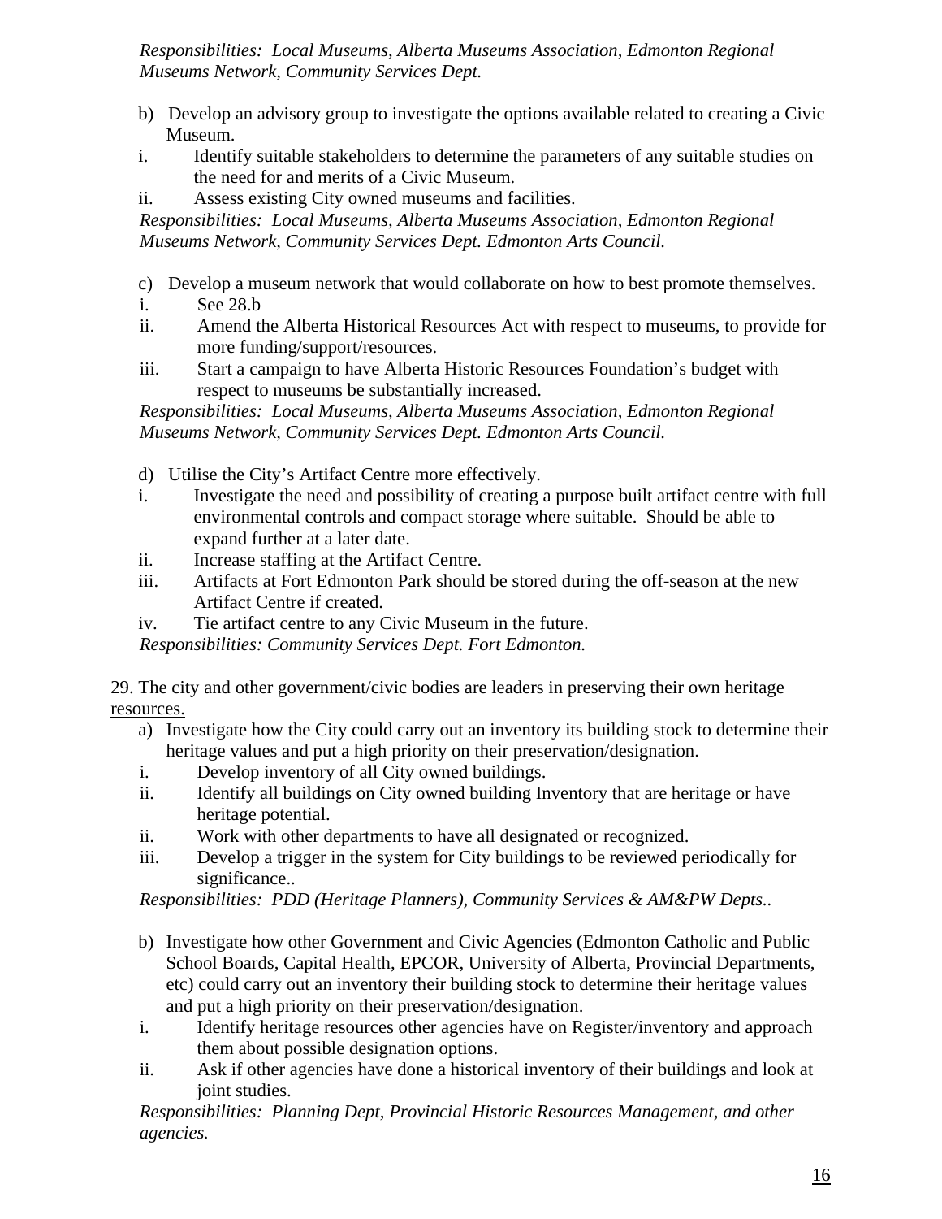*Responsibilities: Local Museums, Alberta Museums Association, Edmonton Regional Museums Network, Community Services Dept.*

b) Develop an advisory group to investigate the options available related to creating a Civic Museum.
   i. Identify suitable stakeholders to determine the parameters of any suitable studies on the need for and merits of a Civic Museum.
   ii. Assess existing City owned museums and facilities.

*Responsibilities: Local Museums, Alberta Museums Association, Edmonton Regional Museums Network, Community Services Dept. Edmonton Arts Council.*

c) Develop a museum network that would collaborate on how to best promote themselves.
   i. See 28.b
   ii. Amend the Alberta Historical Resources Act with respect to museums, to provide for more funding/support/resources.
   iii. Start a campaign to have Alberta Historic Resources Foundation's budget with respect to museums be substantially increased.

*Responsibilities: Local Museums, Alberta Museums Association, Edmonton Regional Museums Network, Community Services Dept. Edmonton Arts Council.*

d) Utilise the City's Artifact Centre more effectively.
   i. Investigate the need and possibility of creating a purpose built artifact centre with full environmental controls and compact storage where suitable. Should be able to expand further at a later date.
   ii. Increase staffing at the Artifact Centre.
   iii. Artifacts at Fort Edmonton Park should be stored during the off-season at the new Artifact Centre if created.
   iv. Tie artifact centre to any Civic Museum in the future.

*Responsibilities: Community Services Dept. Fort Edmonton.*

<u>29. The city and other government/civic bodies are leaders in preserving their own heritage resources.</u>

a) Investigate how the City could carry out an inventory its building stock to determine their heritage values and put a high priority on their preservation/designation.
   i. Develop inventory of all City owned buildings.
   ii. Identify all buildings on City owned building Inventory that are heritage or have heritage potential.
   ii. Work with other departments to have all designated or recognized.
   iii. Develop a trigger in the system for City buildings to be reviewed periodically for significance..

*Responsibilities: PDD (Heritage Planners), Community Services & AM&PW Depts..*

b) Investigate how other Government and Civic Agencies (Edmonton Catholic and Public School Boards, Capital Health, EPCOR, University of Alberta, Provincial Departments, etc) could carry out an inventory their building stock to determine their heritage values and put a high priority on their preservation/designation.
   i. Identify heritage resources other agencies have on Register/inventory and approach them about possible designation options.
   ii. Ask if other agencies have done a historical inventory of their buildings and look at joint studies.

*Responsibilities: Planning Dept, Provincial Historic Resources Management, and other agencies.*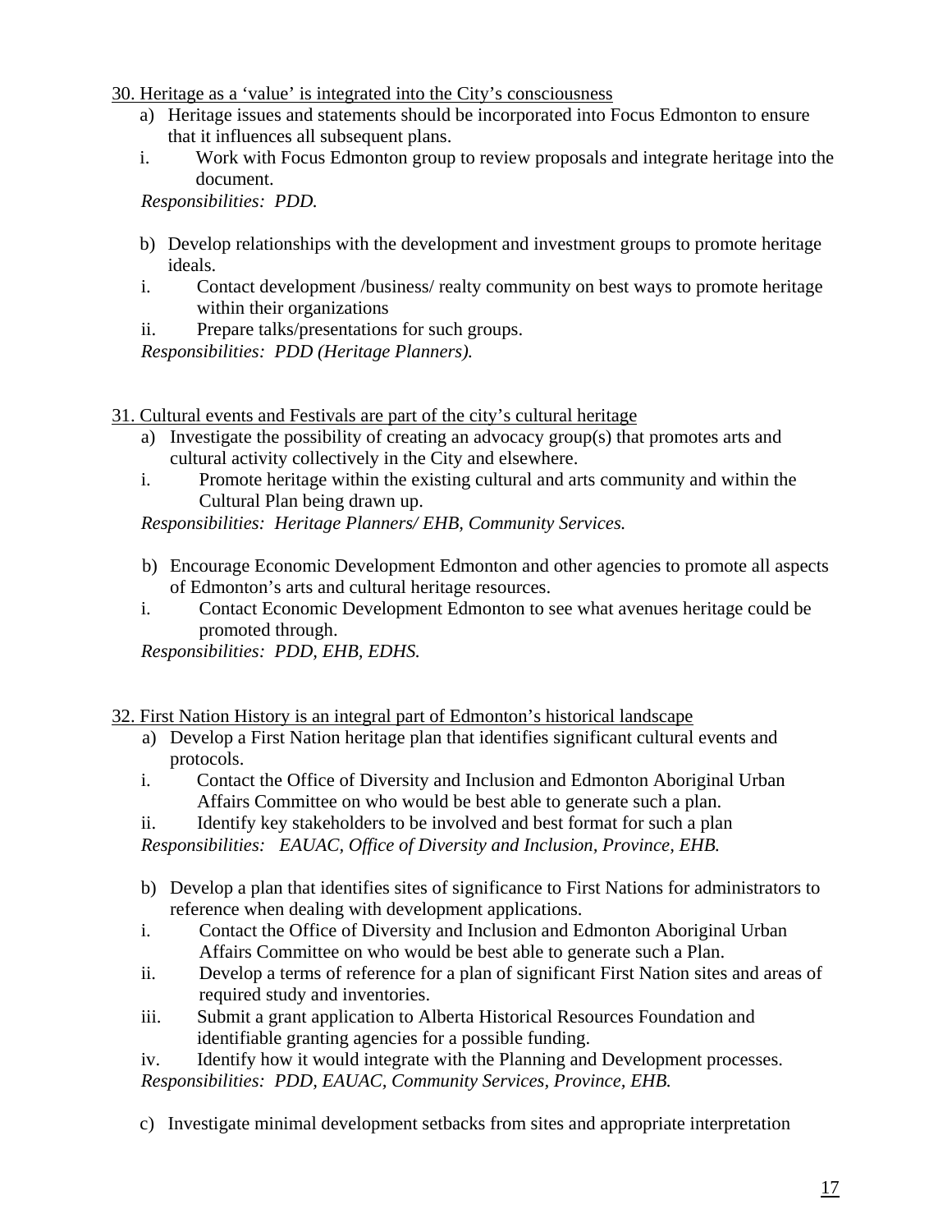30. Heritage as a 'value' is integrated into the City's consciousness

a) Heritage issues and statements should be incorporated into Focus Edmonton to ensure that it influences all subsequent plans.

i. Work with Focus Edmonton group to review proposals and integrate heritage into the document.

*Responsibilities: PDD.*

b) Develop relationships with the development and investment groups to promote heritage ideals.

i. Contact development /business/ realty community on best ways to promote heritage within their organizations

ii. Prepare talks/presentations for such groups.

*Responsibilities: PDD (Heritage Planners).*

31. Cultural events and Festivals are part of the city's cultural heritage

a) Investigate the possibility of creating an advocacy group(s) that promotes arts and cultural activity collectively in the City and elsewhere.

i. Promote heritage within the existing cultural and arts community and within the Cultural Plan being drawn up.

*Responsibilities: Heritage Planners/ EHB, Community Services.*

b) Encourage Economic Development Edmonton and other agencies to promote all aspects of Edmonton's arts and cultural heritage resources.

i. Contact Economic Development Edmonton to see what avenues heritage could be promoted through.

*Responsibilities: PDD, EHB, EDHS.*

32. First Nation History is an integral part of Edmonton's historical landscape

a) Develop a First Nation heritage plan that identifies significant cultural events and protocols.

i. Contact the Office of Diversity and Inclusion and Edmonton Aboriginal Urban Affairs Committee on who would be best able to generate such a plan.

ii. Identify key stakeholders to be involved and best format for such a plan

*Responsibilities: EAUAC, Office of Diversity and Inclusion, Province, EHB.*

b) Develop a plan that identifies sites of significance to First Nations for administrators to reference when dealing with development applications.

i. Contact the Office of Diversity and Inclusion and Edmonton Aboriginal Urban Affairs Committee on who would be best able to generate such a Plan.

ii. Develop a terms of reference for a plan of significant First Nation sites and areas of required study and inventories.

iii. Submit a grant application to Alberta Historical Resources Foundation and identifiable granting agencies for a possible funding.

iv. Identify how it would integrate with the Planning and Development processes.

*Responsibilities: PDD, EAUAC, Community Services, Province, EHB.*

c) Investigate minimal development setbacks from sites and appropriate interpretation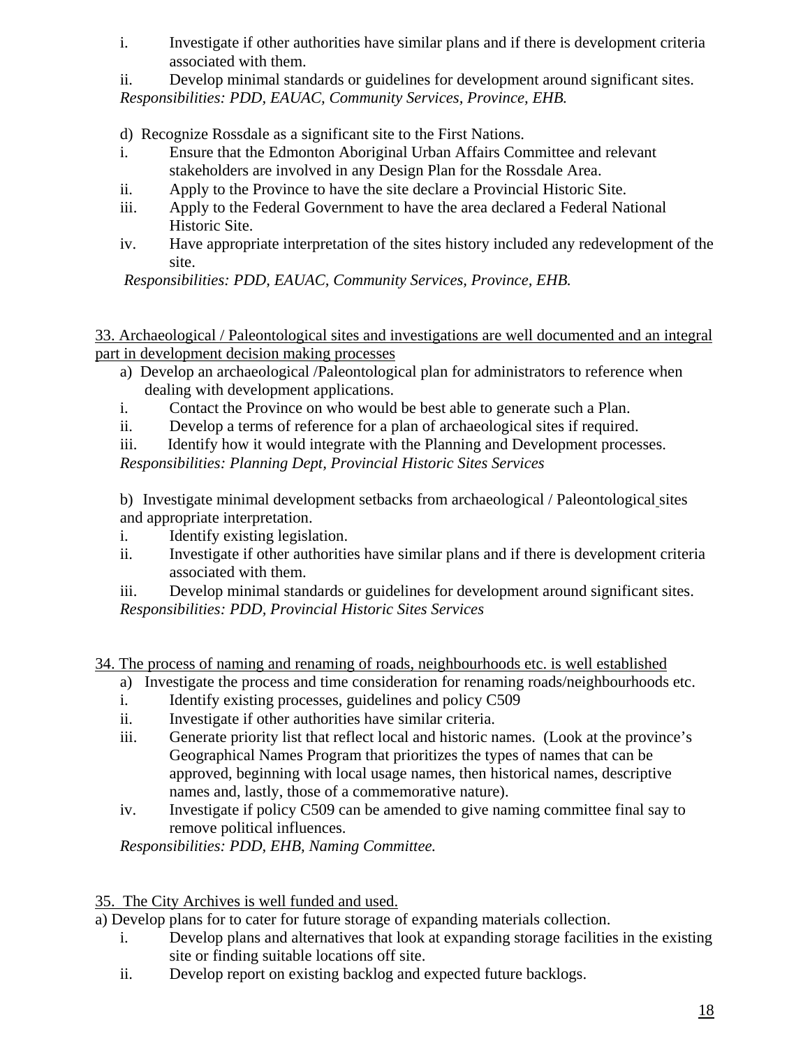i. Investigate if other authorities have similar plans and if there is development criteria associated with them.

ii. Develop minimal standards or guidelines for development around significant sites.

*Responsibilities: PDD, EAUAC, Community Services, Province, EHB.*

d) Recognize Rossdale as a significant site to the First Nations.

i. Ensure that the Edmonton Aboriginal Urban Affairs Committee and relevant stakeholders are involved in any Design Plan for the Rossdale Area.

ii. Apply to the Province to have the site declare a Provincial Historic Site.

iii. Apply to the Federal Government to have the area declared a Federal National Historic Site.

iv. Have appropriate interpretation of the sites history included any redevelopment of the site.

*Responsibilities: PDD, EAUAC, Community Services, Province, EHB.*

<u>33. Archaeological / Paleontological sites and investigations are well documented and an integral part in development decision making processes</u>

a) Develop an archaeological /Paleontological plan for administrators to reference when dealing with development applications.

i. Contact the Province on who would be best able to generate such a Plan.

ii. Develop a terms of reference for a plan of archaeological sites if required.

iii. Identify how it would integrate with the Planning and Development processes.

*Responsibilities: Planning Dept, Provincial Historic Sites Services*

b) Investigate minimal development setbacks from archaeological / Paleontological sites and appropriate interpretation.

i. Identify existing legislation.

ii. Investigate if other authorities have similar plans and if there is development criteria associated with them.

iii. Develop minimal standards or guidelines for development around significant sites.

*Responsibilities: PDD, Provincial Historic Sites Services*

<u>34. The process of naming and renaming of roads, neighbourhoods etc. is well established</u>

a) Investigate the process and time consideration for renaming roads/neighbourhoods etc.

i. Identify existing processes, guidelines and policy C509

ii. Investigate if other authorities have similar criteria.

iii. Generate priority list that reflect local and historic names. (Look at the province's Geographical Names Program that prioritizes the types of names that can be approved, beginning with local usage names, then historical names, descriptive names and, lastly, those of a commemorative nature).

iv. Investigate if policy C509 can be amended to give naming committee final say to remove political influences.

*Responsibilities: PDD, EHB, Naming Committee.*

<u>35. The City Archives is well funded and used.</u>

a) Develop plans for to cater for future storage of expanding materials collection.

i. Develop plans and alternatives that look at expanding storage facilities in the existing site or finding suitable locations off site.

ii. Develop report on existing backlog and expected future backlogs.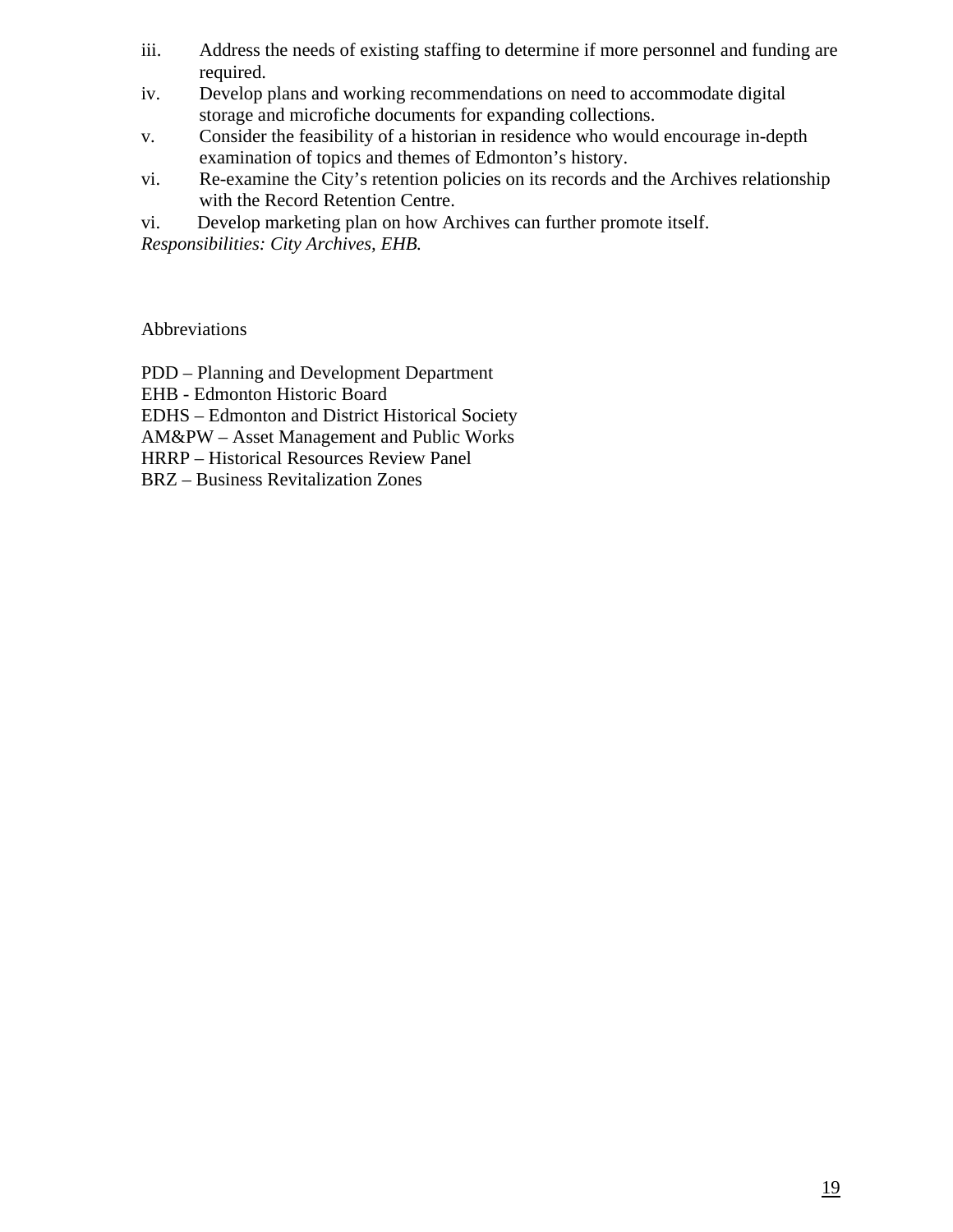iii. Address the needs of existing staffing to determine if more personnel and funding are required.
iv. Develop plans and working recommendations on need to accommodate digital storage and microfiche documents for expanding collections.
v. Consider the feasibility of a historian in residence who would encourage in-depth examination of topics and themes of Edmonton's history.
vi. Re-examine the City's retention policies on its records and the Archives relationship with the Record Retention Centre.
vi. Develop marketing plan on how Archives can further promote itself.

*Responsibilities: City Archives, EHB.*

Abbreviations

PDD – Planning and Development Department
EHB - Edmonton Historic Board
EDHS – Edmonton and District Historical Society
AM&PW – Asset Management and Public Works
HRRP – Historical Resources Review Panel
BRZ – Business Revitalization Zones